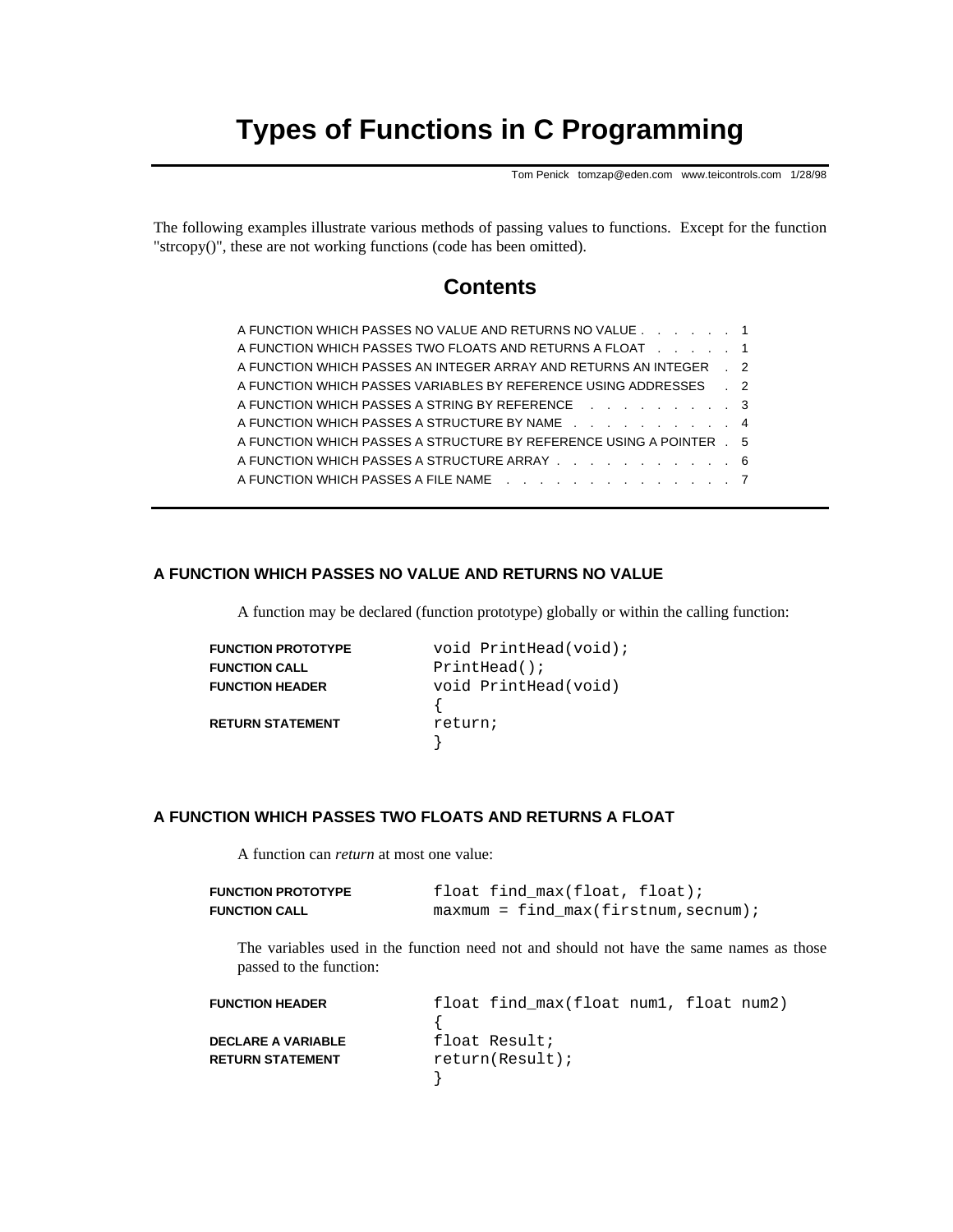# Types of Functions in C Programming

Tom Penick tomzap@eden.com www.teicontrols.com 1/28/98

The following examples illustrate various methods of passing values to functions. Except for the function "strcopy()", these are not working functions (code has been omitted).

## Contents

A FUNCTION WHICH PASSES NO VALUE AND RETURNS NO VALUE . . . . . . 1
A FUNCTION WHICH PASSES TWO FLOATS AND RETURNS A FLOAT . . . . . 1
A FUNCTION WHICH PASSES AN INTEGER ARRAY AND RETURNS AN INTEGER . 2
A FUNCTION WHICH PASSES VARIABLES BY REFERENCE USING ADDRESSES . 2
A FUNCTION WHICH PASSES A STRING BY REFERENCE . . . . . . . . . 3
A FUNCTION WHICH PASSES A STRUCTURE BY NAME . . . . . . . . . . 4
A FUNCTION WHICH PASSES A STRUCTURE BY REFERENCE USING A POINTER . 5
A FUNCTION WHICH PASSES A STRUCTURE ARRAY . . . . . . . . . . . 6
A FUNCTION WHICH PASSES A FILE NAME . . . . . . . . . . . . . . 7

### A FUNCTION WHICH PASSES NO VALUE AND RETURNS NO VALUE

A function may be declared (function prototype) globally or within the calling function:

```
FUNCTION PROTOTYPE      void PrintHead(void);
FUNCTION CALL           PrintHead();
FUNCTION HEADER         void PrintHead(void)
                        {
RETURN STATEMENT        return;
                        }
```

### A FUNCTION WHICH PASSES TWO FLOATS AND RETURNS A FLOAT

A function can *return* at most one value:

```
FUNCTION PROTOTYPE      float find_max(float, float);
FUNCTION CALL           maxmum = find_max(firstnum,secnum);
```

The variables used in the function need not and should not have the same names as those passed to the function:

```
FUNCTION HEADER         float find_max(float num1, float num2)
                        {
DECLARE A VARIABLE      float Result;
RETURN STATEMENT        return(Result);
                        }
```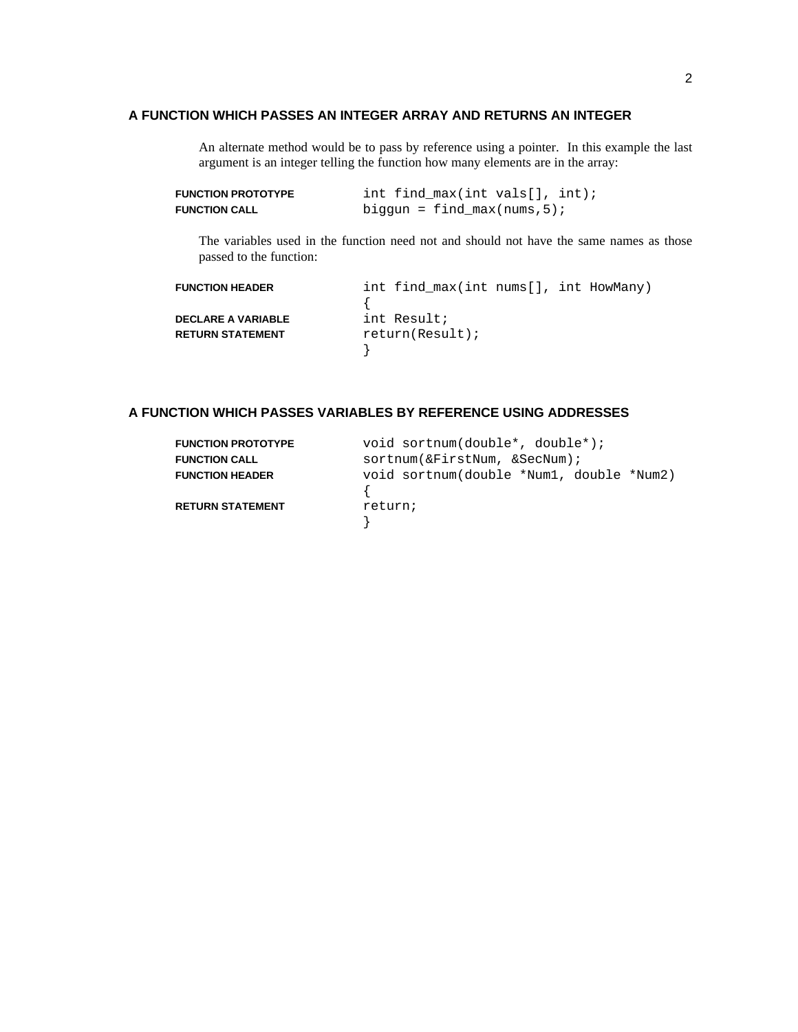## A FUNCTION WHICH PASSES AN INTEGER ARRAY AND RETURNS AN INTEGER

An alternate method would be to pass by reference using a pointer. In this example the last argument is an integer telling the function how many elements are in the array:

| | |
|---|---|
| **FUNCTION PROTOTYPE** | `int find_max(int vals[], int);` |
| **FUNCTION CALL** | `biggun = find_max(nums,5);` |

The variables used in the function need not and should not have the same names as those passed to the function:

| | |
|---|---|
| **FUNCTION HEADER** | `int find_max(int nums[], int HowMany)` |
| | `{` |
| **DECLARE A VARIABLE** | `int Result;` |
| **RETURN STATEMENT** | `return(Result);` |
| | `}` |

## A FUNCTION WHICH PASSES VARIABLES BY REFERENCE USING ADDRESSES

| | |
|---|---|
| **FUNCTION PROTOTYPE** | `void sortnum(double*, double*);` |
| **FUNCTION CALL** | `sortnum(&FirstNum, &SecNum);` |
| **FUNCTION HEADER** | `void sortnum(double *Num1, double *Num2)` |
| | `{` |
| **RETURN STATEMENT** | `return;` |
| | `}` |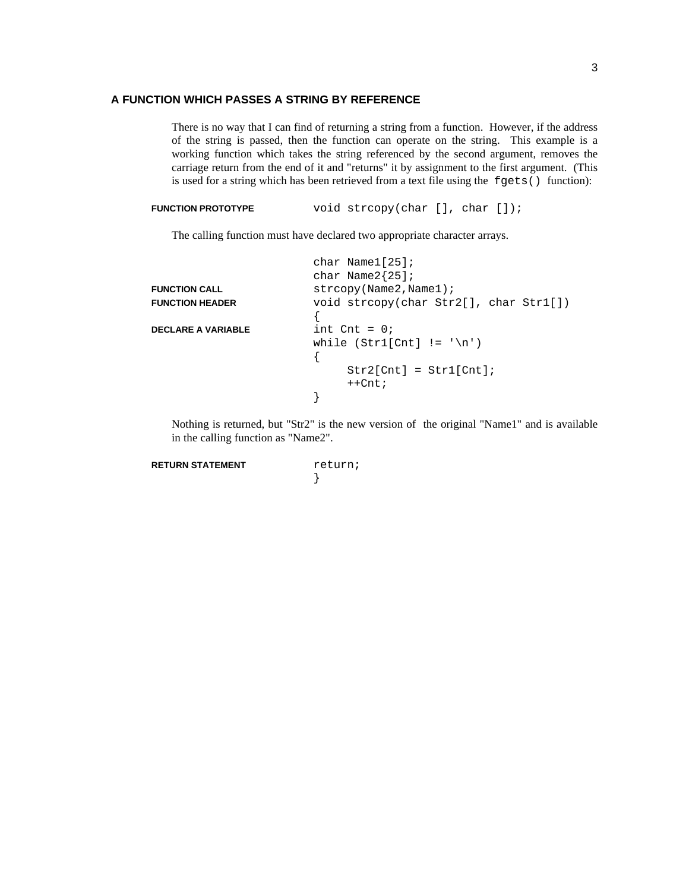## A FUNCTION WHICH PASSES A STRING BY REFERENCE

There is no way that I can find of returning a string from a function. However, if the address of the string is passed, then the function can operate on the string. This example is a working function which takes the string referenced by the second argument, removes the carriage return from the end of it and "returns" it by assignment to the first argument. (This is used for a string which has been retrieved from a text file using the `fgets()` function):

**FUNCTION PROTOTYPE**

```
void strcopy(char [], char []);
```

The calling function must have declared two appropriate character arrays.

```
char Name1[25];
char Name2{25];
```

**FUNCTION CALL**

```
strcopy(Name2,Name1);
```

**FUNCTION HEADER**

```
void strcopy(char Str2[], char Str1[])
{
```

**DECLARE A VARIABLE**

```
int Cnt = 0;
while (Str1[Cnt] != '\n')
{
     Str2[Cnt] = Str1[Cnt];
     ++Cnt;
}
```

Nothing is returned, but "Str2" is the new version of the original "Name1" and is available in the calling function as "Name2".

**RETURN STATEMENT**

```
return;
}
```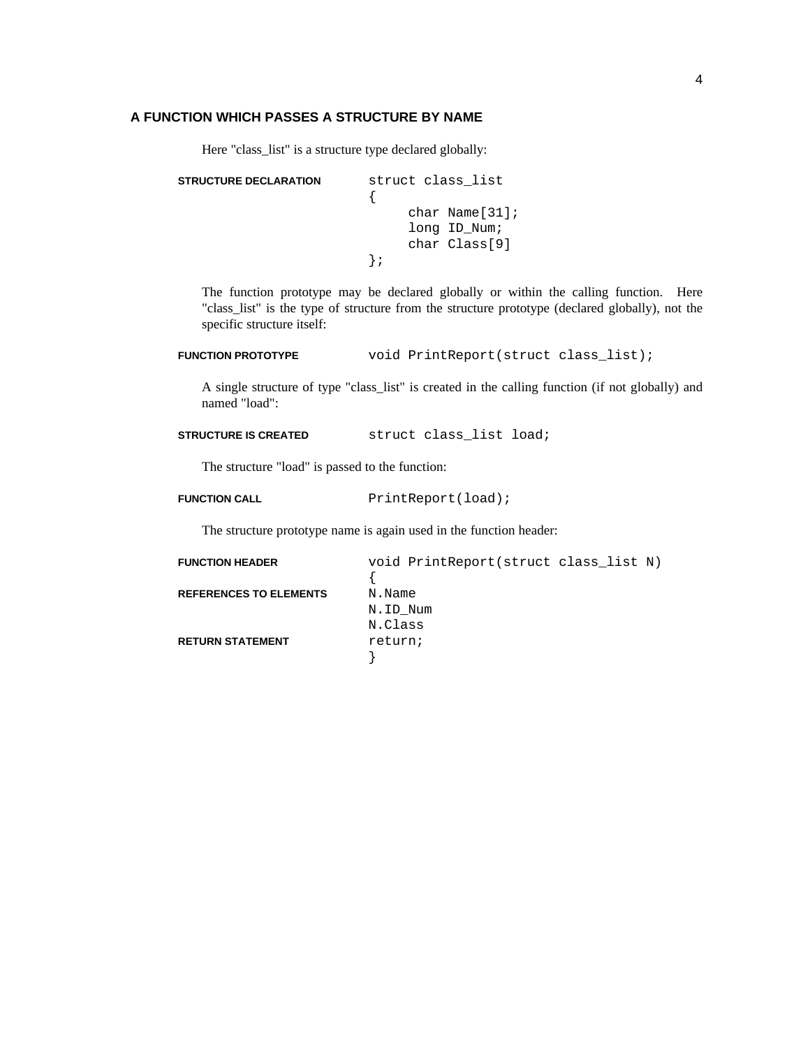### A FUNCTION WHICH PASSES A STRUCTURE BY NAME

Here "class_list" is a structure type declared globally:

**STRUCTURE DECLARATION**

```
struct class_list
{
     char Name[31];
     long ID_Num;
     char Class[9]
};
```

The function prototype may be declared globally or within the calling function. Here "class_list" is the type of structure from the structure prototype (declared globally), not the specific structure itself:

**FUNCTION PROTOTYPE**

```
void PrintReport(struct class_list);
```

A single structure of type "class_list" is created in the calling function (if not globally) and named "load":

**STRUCTURE IS CREATED**

```
struct class_list load;
```

The structure "load" is passed to the function:

**FUNCTION CALL**

```
PrintReport(load);
```

The structure prototype name is again used in the function header:

**FUNCTION HEADER**

```
void PrintReport(struct class_list N)
{
```

**REFERENCES TO ELEMENTS**

```
N.Name
N.ID_Num
N.Class
```

**RETURN STATEMENT**

```
return;
}
```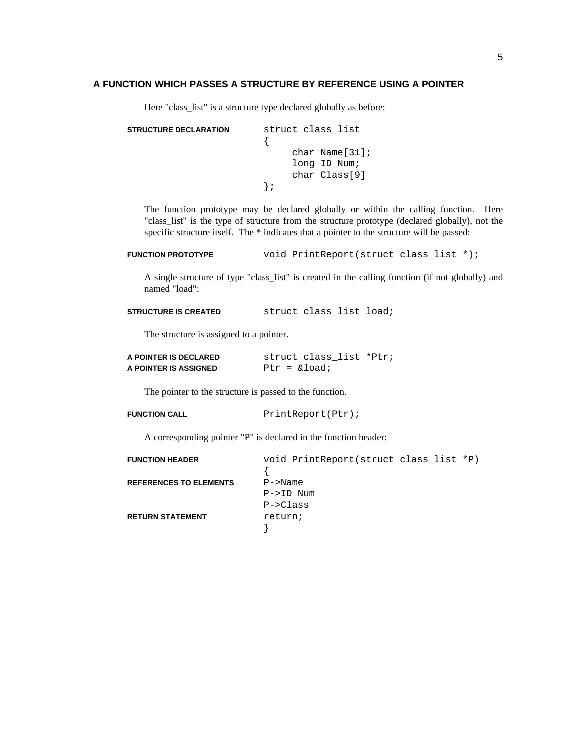### A FUNCTION WHICH PASSES A STRUCTURE BY REFERENCE USING A POINTER

Here "class_list" is a structure type declared globally as before:

**STRUCTURE DECLARATION**

```
struct class_list
{
     char Name[31];
     long ID_Num;
     char Class[9]
};
```

The function prototype may be declared globally or within the calling function. Here "class_list" is the type of structure from the structure prototype (declared globally), not the specific structure itself. The * indicates that a pointer to the structure will be passed:

**FUNCTION PROTOTYPE**

```
void PrintReport(struct class_list *);
```

A single structure of type "class_list" is created in the calling function (if not globally) and named "load":

**STRUCTURE IS CREATED**

```
struct class_list load;
```

The structure is assigned to a pointer.

**A POINTER IS DECLARED**
**A POINTER IS ASSIGNED**

```
struct class_list *Ptr;
Ptr = &load;
```

The pointer to the structure is passed to the function.

**FUNCTION CALL**

```
PrintReport(Ptr);
```

A corresponding pointer "P" is declared in the function header:

**FUNCTION HEADER**
**REFERENCES TO ELEMENTS**
**RETURN STATEMENT**

```
void PrintReport(struct class_list *P)
{
P->Name
P->ID_Num
P->Class
return;
}
```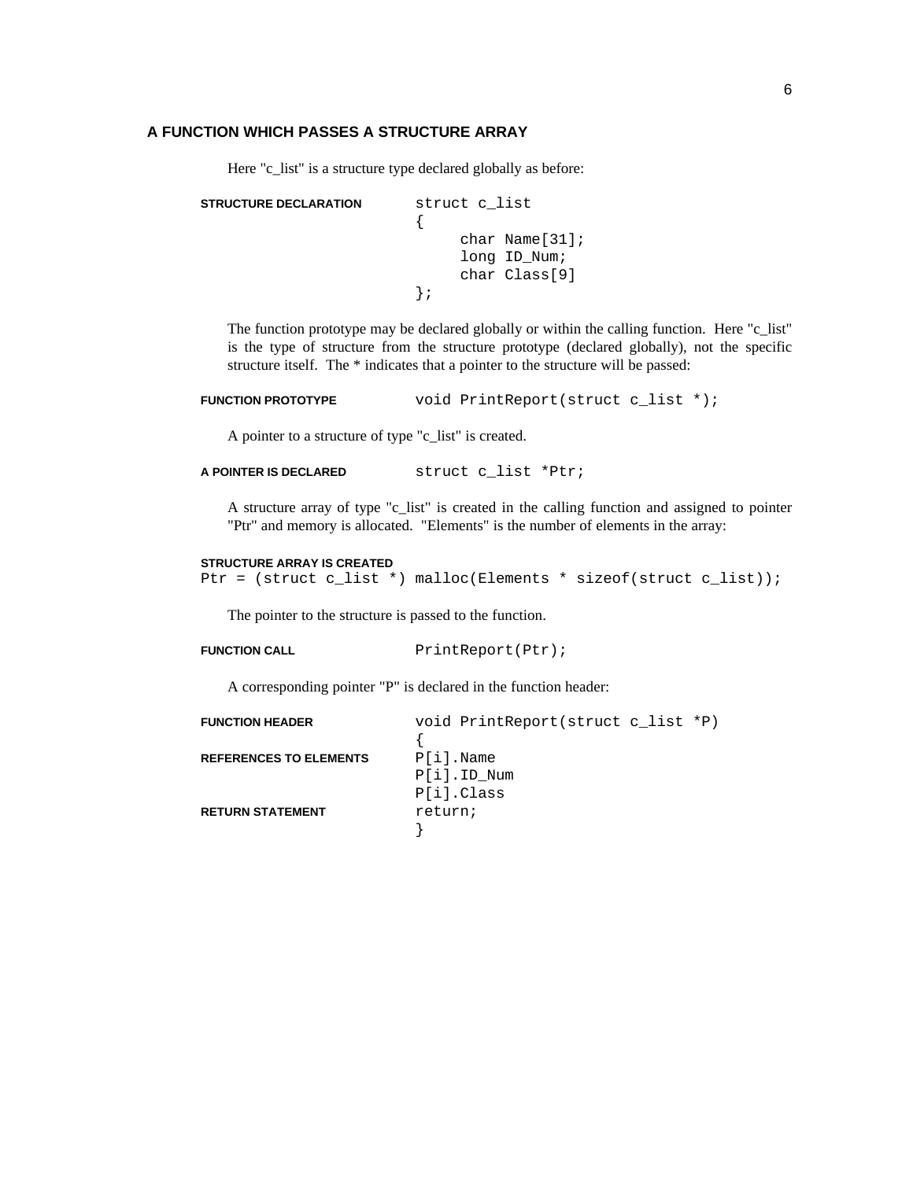## A FUNCTION WHICH PASSES A STRUCTURE ARRAY

Here "c_list" is a structure type declared globally as before:

**STRUCTURE DECLARATION**

```
struct c_list
{
     char Name[31];
     long ID_Num;
     char Class[9]
};
```

The function prototype may be declared globally or within the calling function. Here "c_list" is the type of structure from the structure prototype (declared globally), not the specific structure itself. The * indicates that a pointer to the structure will be passed:

**FUNCTION PROTOTYPE**

```
void PrintReport(struct c_list *);
```

A pointer to a structure of type "c_list" is created.

**A POINTER IS DECLARED**

```
struct c_list *Ptr;
```

A structure array of type "c_list" is created in the calling function and assigned to pointer "Ptr" and memory is allocated. "Elements" is the number of elements in the array:

**STRUCTURE ARRAY IS CREATED**

```
Ptr = (struct c_list *) malloc(Elements * sizeof(struct c_list));
```

The pointer to the structure is passed to the function.

**FUNCTION CALL**

```
PrintReport(Ptr);
```

A corresponding pointer "P" is declared in the function header:

**FUNCTION HEADER**

```
void PrintReport(struct c_list *P)
{
```

**REFERENCES TO ELEMENTS**

```
P[i].Name
P[i].ID_Num
P[i].Class
```

**RETURN STATEMENT**

```
return;
}
```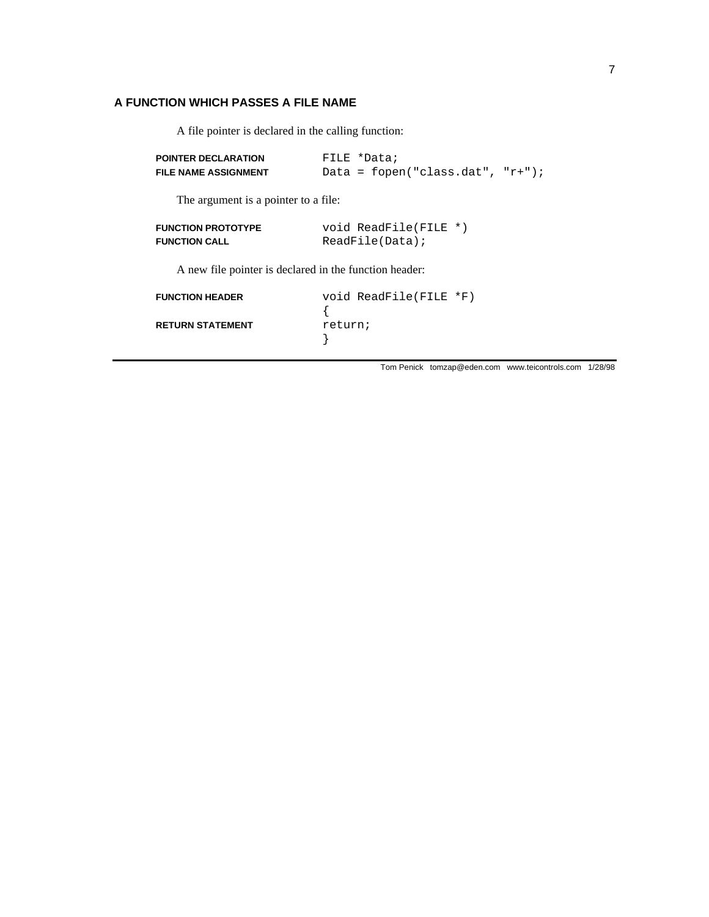## A FUNCTION WHICH PASSES A FILE NAME

A file pointer is declared in the calling function:

| | |
|---|---|
| **POINTER DECLARATION** | `FILE *Data;` |
| **FILE NAME ASSIGNMENT** | `Data = fopen("class.dat", "r+");` |

The argument is a pointer to a file:

| | |
|---|---|
| **FUNCTION PROTOTYPE** | `void ReadFile(FILE *)` |
| **FUNCTION CALL** | `ReadFile(Data);` |

A new file pointer is declared in the function header:

**FUNCTION HEADER**

```
void ReadFile(FILE *F)
{
```

**RETURN STATEMENT**

```
return;
}
```